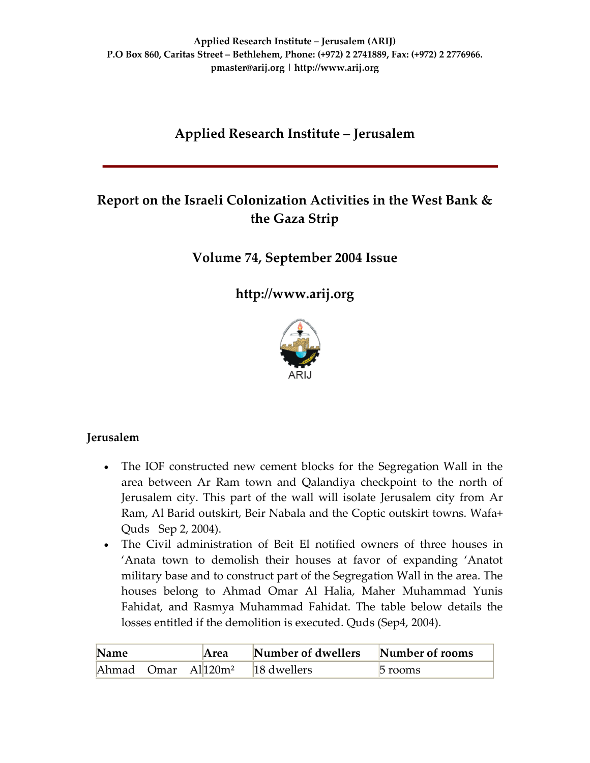**Applied Research Institute – Jerusalem (ARIJ)**
**P.O Box 860, Caritas Street – Bethlehem, Phone: (+972) 2 2741889, Fax: (+972) 2 2776966.**
**pmaster@arij.org | http://www.arij.org**

# Applied Research Institute – Jerusalem

## Report on the Israeli Colonization Activities in the West Bank & the Gaza Strip

## Volume 74, September 2004 Issue

## http://www.arij.org

### Jerusalem

- The IOF constructed new cement blocks for the Segregation Wall in the area between Ar Ram town and Qalandiya checkpoint to the north of Jerusalem city. This part of the wall will isolate Jerusalem city from Ar Ram, Al Barid outskirt, Beir Nabala and the Coptic outskirt towns. Wafa+ Quds Sep 2, 2004).
- The Civil administration of Beit El notified owners of three houses in 'Anata town to demolish their houses at favor of expanding 'Anatot military base and to construct part of the Segregation Wall in the area. The houses belong to Ahmad Omar Al Halia, Maher Muhammad Yunis Fahidat, and Rasmya Muhammad Fahidat. The table below details the losses entitled if the demolition is executed. Quds (Sep4, 2004).

| Name | Area | Number of dwellers | Number of rooms |
| --- | --- | --- | --- |
| Ahmad Omar Al | 120m² | 18 dwellers | 5 rooms |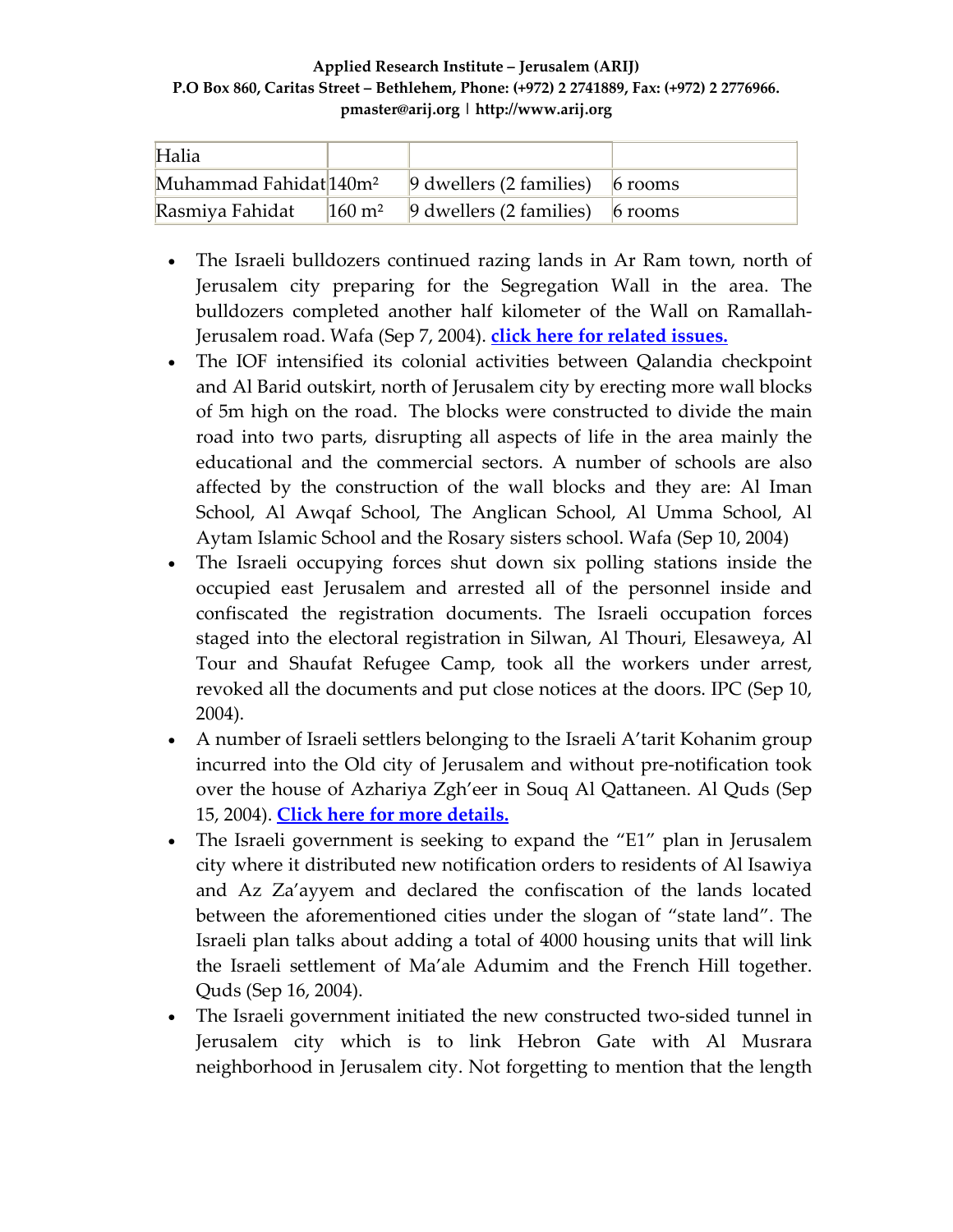| Halia | | | |
|---|---|---|---|
| Muhammad Fahidat | 140m² | 9 dwellers (2 families) | 6 rooms |
| Rasmiya Fahidat | 160 m² | 9 dwellers (2 families) | 6 rooms |

- The Israeli bulldozers continued razing lands in Ar Ram town, north of Jerusalem city preparing for the Segregation Wall in the area. The bulldozers completed another half kilometer of the Wall on Ramallah-Jerusalem road. Wafa (Sep 7, 2004). **click here for related issues.**
- The IOF intensified its colonial activities between Qalandia checkpoint and Al Barid outskirt, north of Jerusalem city by erecting more wall blocks of 5m high on the road. The blocks were constructed to divide the main road into two parts, disrupting all aspects of life in the area mainly the educational and the commercial sectors. A number of schools are also affected by the construction of the wall blocks and they are: Al Iman School, Al Awqaf School, The Anglican School, Al Umma School, Al Aytam Islamic School and the Rosary sisters school. Wafa (Sep 10, 2004)
- The Israeli occupying forces shut down six polling stations inside the occupied east Jerusalem and arrested all of the personnel inside and confiscated the registration documents. The Israeli occupation forces staged into the electoral registration in Silwan, Al Thouri, Elesaweya, Al Tour and Shaufat Refugee Camp, took all the workers under arrest, revoked all the documents and put close notices at the doors. IPC (Sep 10, 2004).
- A number of Israeli settlers belonging to the Israeli A'tarit Kohanim group incurred into the Old city of Jerusalem and without pre-notification took over the house of Azhariya Zgh'eer in Souq Al Qattaneen. Al Quds (Sep 15, 2004). **Click here for more details.**
- The Israeli government is seeking to expand the "E1" plan in Jerusalem city where it distributed new notification orders to residents of Al Isawiya and Az Za'ayyem and declared the confiscation of the lands located between the aforementioned cities under the slogan of "state land". The Israeli plan talks about adding a total of 4000 housing units that will link the Israeli settlement of Ma'ale Adumim and the French Hill together. Quds (Sep 16, 2004).
- The Israeli government initiated the new constructed two-sided tunnel in Jerusalem city which is to link Hebron Gate with Al Musrara neighborhood in Jerusalem city. Not forgetting to mention that the length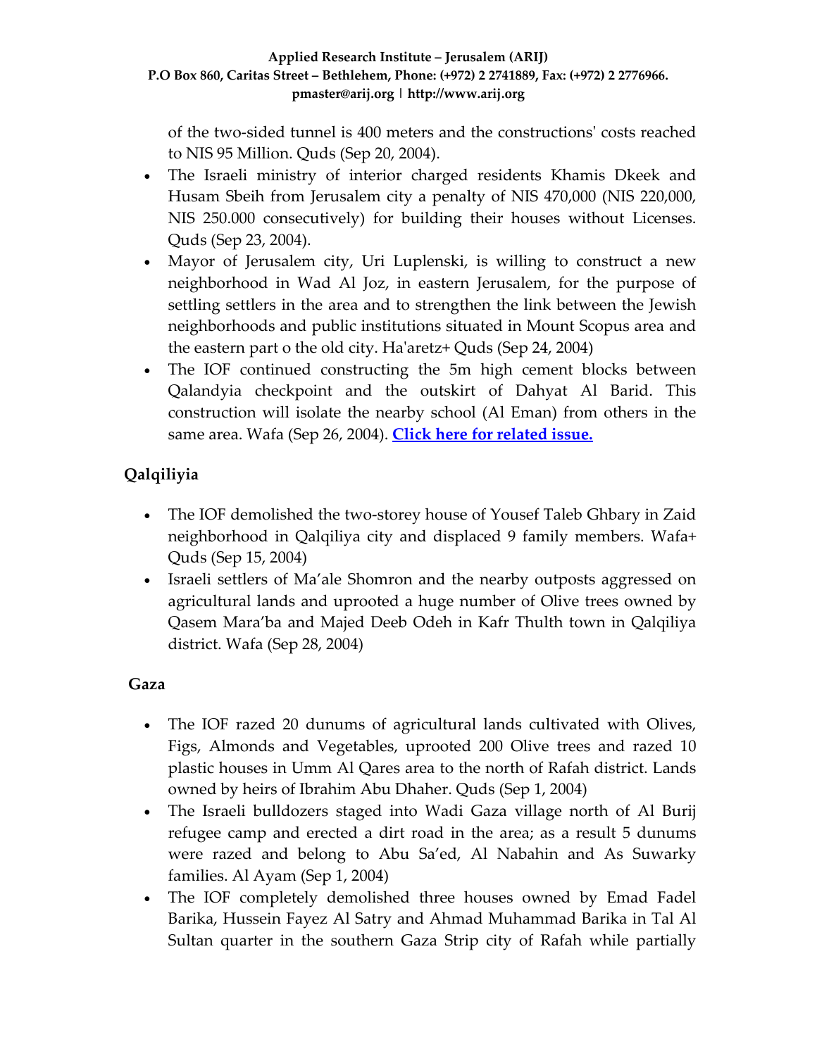of the two-sided tunnel is 400 meters and the constructions' costs reached to NIS 95 Million. Quds (Sep 20, 2004).

- The Israeli ministry of interior charged residents Khamis Dkeek and Husam Sbeih from Jerusalem city a penalty of NIS 470,000 (NIS 220,000, NIS 250.000 consecutively) for building their houses without Licenses. Quds (Sep 23, 2004).
- Mayor of Jerusalem city, Uri Luplenski, is willing to construct a new neighborhood in Wad Al Joz, in eastern Jerusalem, for the purpose of settling settlers in the area and to strengthen the link between the Jewish neighborhoods and public institutions situated in Mount Scopus area and the eastern part o the old city. Ha'aretz+ Quds (Sep 24, 2004)
- The IOF continued constructing the 5m high cement blocks between Qalandyia checkpoint and the outskirt of Dahyat Al Barid. This construction will isolate the nearby school (Al Eman) from others in the same area. Wafa (Sep 26, 2004). **Click here for related issue.**

## Qalqiliyia

- The IOF demolished the two-storey house of Yousef Taleb Ghbary in Zaid neighborhood in Qalqiliya city and displaced 9 family members. Wafa+ Quds (Sep 15, 2004)
- Israeli settlers of Ma'ale Shomron and the nearby outposts aggressed on agricultural lands and uprooted a huge number of Olive trees owned by Qasem Mara'ba and Majed Deeb Odeh in Kafr Thulth town in Qalqiliya district. Wafa (Sep 28, 2004)

## Gaza

- The IOF razed 20 dunums of agricultural lands cultivated with Olives, Figs, Almonds and Vegetables, uprooted 200 Olive trees and razed 10 plastic houses in Umm Al Qares area to the north of Rafah district. Lands owned by heirs of Ibrahim Abu Dhaher. Quds (Sep 1, 2004)
- The Israeli bulldozers staged into Wadi Gaza village north of Al Burij refugee camp and erected a dirt road in the area; as a result 5 dunums were razed and belong to Abu Sa'ed, Al Nabahin and As Suwarky families. Al Ayam (Sep 1, 2004)
- The IOF completely demolished three houses owned by Emad Fadel Barika, Hussein Fayez Al Satry and Ahmad Muhammad Barika in Tal Al Sultan quarter in the southern Gaza Strip city of Rafah while partially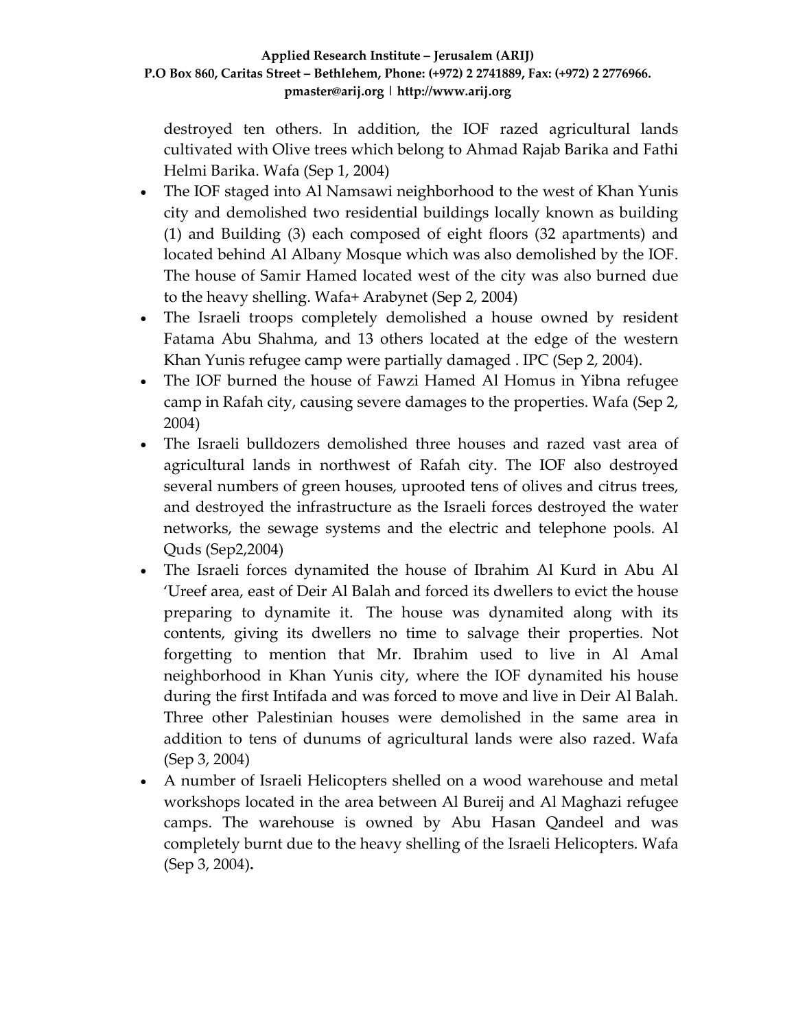destroyed ten others. In addition, the IOF razed agricultural lands cultivated with Olive trees which belong to Ahmad Rajab Barika and Fathi Helmi Barika. Wafa (Sep 1, 2004)

- The IOF staged into Al Namsawi neighborhood to the west of Khan Yunis city and demolished two residential buildings locally known as building (1) and Building (3) each composed of eight floors (32 apartments) and located behind Al Albany Mosque which was also demolished by the IOF. The house of Samir Hamed located west of the city was also burned due to the heavy shelling. Wafa+ Arabynet (Sep 2, 2004)
- The Israeli troops completely demolished a house owned by resident Fatama Abu Shahma, and 13 others located at the edge of the western Khan Yunis refugee camp were partially damaged . IPC (Sep 2, 2004).
- The IOF burned the house of Fawzi Hamed Al Homus in Yibna refugee camp in Rafah city, causing severe damages to the properties. Wafa (Sep 2, 2004)
- The Israeli bulldozers demolished three houses and razed vast area of agricultural lands in northwest of Rafah city. The IOF also destroyed several numbers of green houses, uprooted tens of olives and citrus trees, and destroyed the infrastructure as the Israeli forces destroyed the water networks, the sewage systems and the electric and telephone pools. Al Quds (Sep2,2004)
- The Israeli forces dynamited the house of Ibrahim Al Kurd in Abu Al 'Ureef area, east of Deir Al Balah and forced its dwellers to evict the house preparing to dynamite it. The house was dynamited along with its contents, giving its dwellers no time to salvage their properties. Not forgetting to mention that Mr. Ibrahim used to live in Al Amal neighborhood in Khan Yunis city, where the IOF dynamited his house during the first Intifada and was forced to move and live in Deir Al Balah. Three other Palestinian houses were demolished in the same area in addition to tens of dunums of agricultural lands were also razed. Wafa (Sep 3, 2004)
- A number of Israeli Helicopters shelled on a wood warehouse and metal workshops located in the area between Al Bureij and Al Maghazi refugee camps. The warehouse is owned by Abu Hasan Qandeel and was completely burnt due to the heavy shelling of the Israeli Helicopters. Wafa (Sep 3, 2004)**.**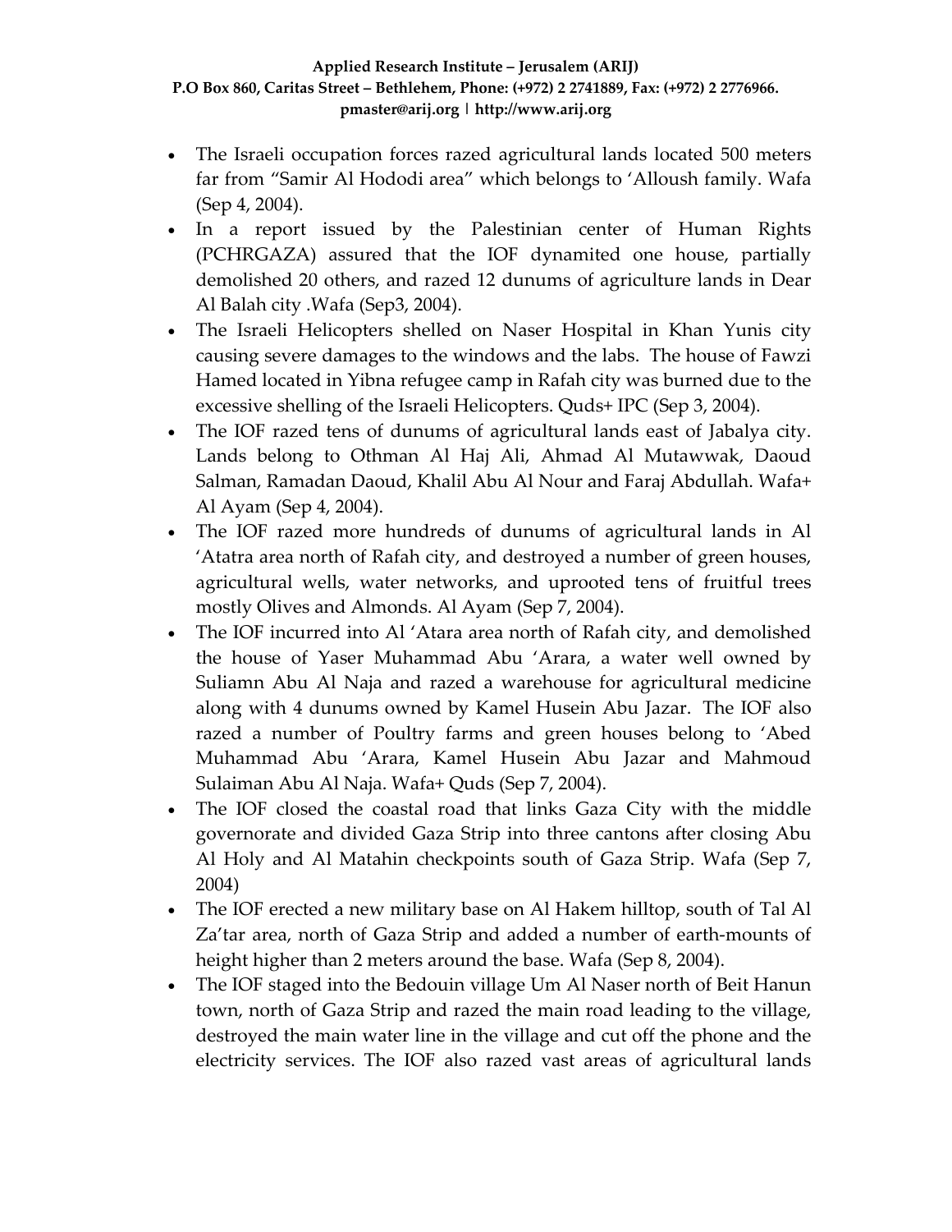- The Israeli occupation forces razed agricultural lands located 500 meters far from “Samir Al Hododi area” which belongs to ‘Alloush family. Wafa (Sep 4, 2004).
- In a report issued by the Palestinian center of Human Rights (PCHRGAZA) assured that the IOF dynamited one house, partially demolished 20 others, and razed 12 dunums of agriculture lands in Dear Al Balah city .Wafa (Sep3, 2004).
- The Israeli Helicopters shelled on Naser Hospital in Khan Yunis city causing severe damages to the windows and the labs. The house of Fawzi Hamed located in Yibna refugee camp in Rafah city was burned due to the excessive shelling of the Israeli Helicopters. Quds+ IPC (Sep 3, 2004).
- The IOF razed tens of dunums of agricultural lands east of Jabalya city. Lands belong to Othman Al Haj Ali, Ahmad Al Mutawwak, Daoud Salman, Ramadan Daoud, Khalil Abu Al Nour and Faraj Abdullah. Wafa+ Al Ayam (Sep 4, 2004).
- The IOF razed more hundreds of dunums of agricultural lands in Al ‘Atatra area north of Rafah city, and destroyed a number of green houses, agricultural wells, water networks, and uprooted tens of fruitful trees mostly Olives and Almonds. Al Ayam (Sep 7, 2004).
- The IOF incurred into Al ‘Atara area north of Rafah city, and demolished the house of Yaser Muhammad Abu ‘Arara, a water well owned by Suliamn Abu Al Naja and razed a warehouse for agricultural medicine along with 4 dunums owned by Kamel Husein Abu Jazar. The IOF also razed a number of Poultry farms and green houses belong to ‘Abed Muhammad Abu ‘Arara, Kamel Husein Abu Jazar and Mahmoud Sulaiman Abu Al Naja. Wafa+ Quds (Sep 7, 2004).
- The IOF closed the coastal road that links Gaza City with the middle governorate and divided Gaza Strip into three cantons after closing Abu Al Holy and Al Matahin checkpoints south of Gaza Strip. Wafa (Sep 7, 2004)
- The IOF erected a new military base on Al Hakem hilltop, south of Tal Al Za’tar area, north of Gaza Strip and added a number of earth-mounts of height higher than 2 meters around the base. Wafa (Sep 8, 2004).
- The IOF staged into the Bedouin village Um Al Naser north of Beit Hanun town, north of Gaza Strip and razed the main road leading to the village, destroyed the main water line in the village and cut off the phone and the electricity services. The IOF also razed vast areas of agricultural lands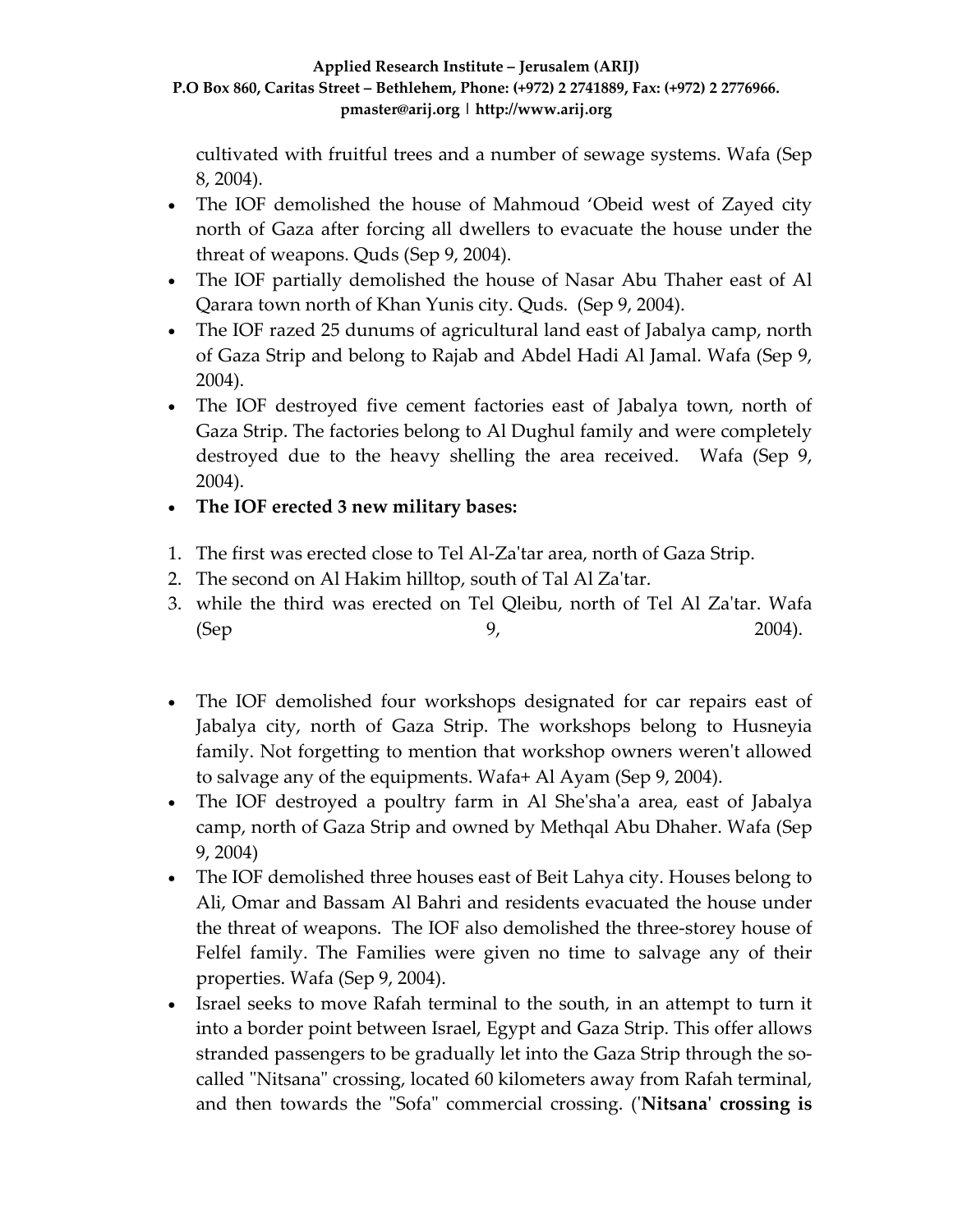cultivated with fruitful trees and a number of sewage systems. Wafa (Sep 8, 2004).

- The IOF demolished the house of Mahmoud ‘Obeid west of Zayed city north of Gaza after forcing all dwellers to evacuate the house under the threat of weapons. Quds (Sep 9, 2004).
- The IOF partially demolished the house of Nasar Abu Thaher east of Al Qarara town north of Khan Yunis city. Quds. (Sep 9, 2004).
- The IOF razed 25 dunums of agricultural land east of Jabalya camp, north of Gaza Strip and belong to Rajab and Abdel Hadi Al Jamal. Wafa (Sep 9, 2004).
- The IOF destroyed five cement factories east of Jabalya town, north of Gaza Strip. The factories belong to Al Dughul family and were completely destroyed due to the heavy shelling the area received. Wafa (Sep 9, 2004).
- **The IOF erected 3 new military bases:**

1. The first was erected close to Tel Al-Za'tar area, north of Gaza Strip.
2. The second on Al Hakim hilltop, south of Tal Al Za'tar.
3. while the third was erected on Tel Qleibu, north of Tel Al Za'tar. Wafa (Sep 9, 2004).

- The IOF demolished four workshops designated for car repairs east of Jabalya city, north of Gaza Strip. The workshops belong to Husneyia family. Not forgetting to mention that workshop owners weren't allowed to salvage any of the equipments. Wafa+ Al Ayam (Sep 9, 2004).
- The IOF destroyed a poultry farm in Al She'sha'a area, east of Jabalya camp, north of Gaza Strip and owned by Methqal Abu Dhaher. Wafa (Sep 9, 2004)
- The IOF demolished three houses east of Beit Lahya city. Houses belong to Ali, Omar and Bassam Al Bahri and residents evacuated the house under the threat of weapons. The IOF also demolished the three-storey house of Felfel family. The Families were given no time to salvage any of their properties. Wafa (Sep 9, 2004).
- Israel seeks to move Rafah terminal to the south, in an attempt to turn it into a border point between Israel, Egypt and Gaza Strip. This offer allows stranded passengers to be gradually let into the Gaza Strip through the so-called "Nitsana" crossing, located 60 kilometers away from Rafah terminal, and then towards the "Sofa" commercial crossing. ('**Nitsana' crossing is**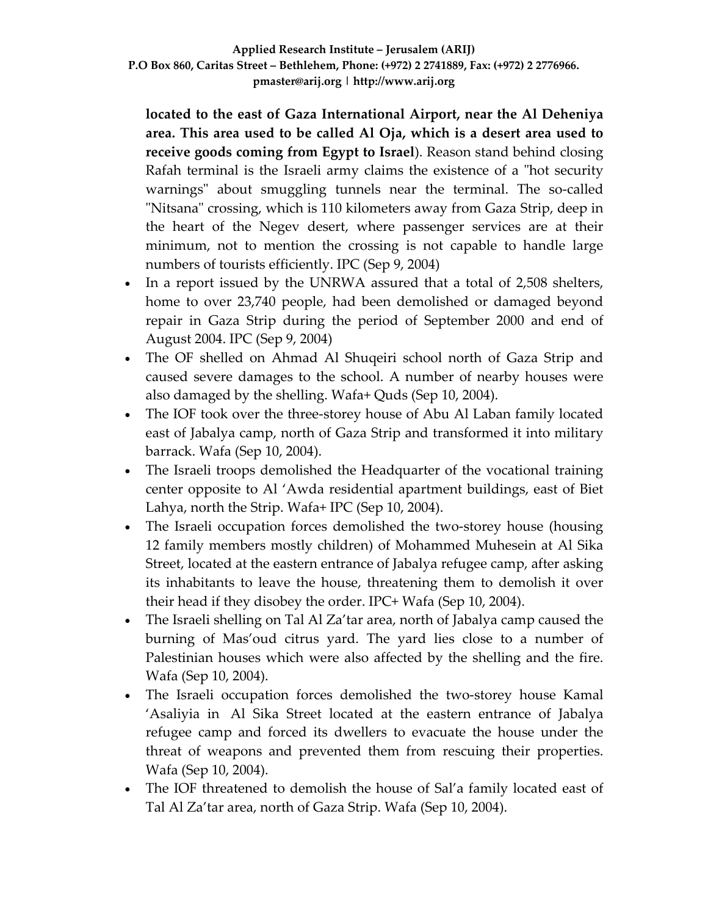**located to the east of Gaza International Airport, near the Al Deheniya area. This area used to be called Al Oja, which is a desert area used to receive goods coming from Egypt to Israel**). Reason stand behind closing Rafah terminal is the Israeli army claims the existence of a "hot security warnings" about smuggling tunnels near the terminal. The so-called "Nitsana" crossing, which is 110 kilometers away from Gaza Strip, deep in the heart of the Negev desert, where passenger services are at their minimum, not to mention the crossing is not capable to handle large numbers of tourists efficiently. IPC (Sep 9, 2004)

- In a report issued by the UNRWA assured that a total of 2,508 shelters, home to over 23,740 people, had been demolished or damaged beyond repair in Gaza Strip during the period of September 2000 and end of August 2004. IPC (Sep 9, 2004)
- The OF shelled on Ahmad Al Shuqeiri school north of Gaza Strip and caused severe damages to the school. A number of nearby houses were also damaged by the shelling. Wafa+ Quds (Sep 10, 2004).
- The IOF took over the three-storey house of Abu Al Laban family located east of Jabalya camp, north of Gaza Strip and transformed it into military barrack. Wafa (Sep 10, 2004).
- The Israeli troops demolished the Headquarter of the vocational training center opposite to Al 'Awda residential apartment buildings, east of Biet Lahya, north the Strip. Wafa+ IPC (Sep 10, 2004).
- The Israeli occupation forces demolished the two-storey house (housing 12 family members mostly children) of Mohammed Muhesein at Al Sika Street, located at the eastern entrance of Jabalya refugee camp, after asking its inhabitants to leave the house, threatening them to demolish it over their head if they disobey the order. IPC+ Wafa (Sep 10, 2004).
- The Israeli shelling on Tal Al Za'tar area, north of Jabalya camp caused the burning of Mas'oud citrus yard. The yard lies close to a number of Palestinian houses which were also affected by the shelling and the fire. Wafa (Sep 10, 2004).
- The Israeli occupation forces demolished the two-storey house Kamal 'Asaliyia in Al Sika Street located at the eastern entrance of Jabalya refugee camp and forced its dwellers to evacuate the house under the threat of weapons and prevented them from rescuing their properties. Wafa (Sep 10, 2004).
- The IOF threatened to demolish the house of Sal'a family located east of Tal Al Za'tar area, north of Gaza Strip. Wafa (Sep 10, 2004).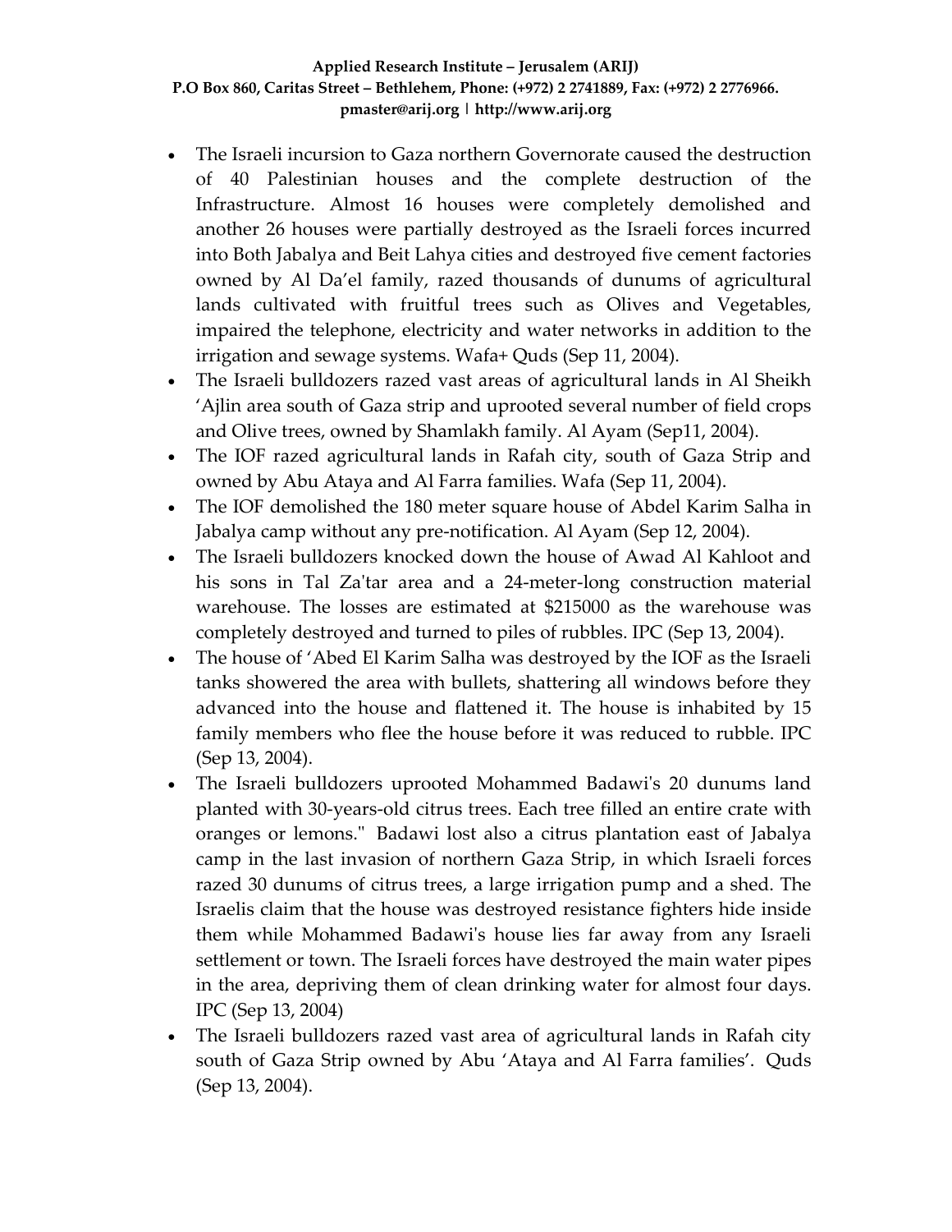- The Israeli incursion to Gaza northern Governorate caused the destruction of 40 Palestinian houses and the complete destruction of the Infrastructure. Almost 16 houses were completely demolished and another 26 houses were partially destroyed as the Israeli forces incurred into Both Jabalya and Beit Lahya cities and destroyed five cement factories owned by Al Da'el family, razed thousands of dunums of agricultural lands cultivated with fruitful trees such as Olives and Vegetables, impaired the telephone, electricity and water networks in addition to the irrigation and sewage systems. Wafa+ Quds (Sep 11, 2004).
- The Israeli bulldozers razed vast areas of agricultural lands in Al Sheikh 'Ajlin area south of Gaza strip and uprooted several number of field crops and Olive trees, owned by Shamlakh family. Al Ayam (Sep11, 2004).
- The IOF razed agricultural lands in Rafah city, south of Gaza Strip and owned by Abu Ataya and Al Farra families. Wafa (Sep 11, 2004).
- The IOF demolished the 180 meter square house of Abdel Karim Salha in Jabalya camp without any pre-notification. Al Ayam (Sep 12, 2004).
- The Israeli bulldozers knocked down the house of Awad Al Kahloot and his sons in Tal Za'tar area and a 24-meter-long construction material warehouse. The losses are estimated at $215000 as the warehouse was completely destroyed and turned to piles of rubbles. IPC (Sep 13, 2004).
- The house of 'Abed El Karim Salha was destroyed by the IOF as the Israeli tanks showered the area with bullets, shattering all windows before they advanced into the house and flattened it. The house is inhabited by 15 family members who flee the house before it was reduced to rubble. IPC (Sep 13, 2004).
- The Israeli bulldozers uprooted Mohammed Badawi's 20 dunums land planted with 30-years-old citrus trees. Each tree filled an entire crate with oranges or lemons." Badawi lost also a citrus plantation east of Jabalya camp in the last invasion of northern Gaza Strip, in which Israeli forces razed 30 dunums of citrus trees, a large irrigation pump and a shed. The Israelis claim that the house was destroyed resistance fighters hide inside them while Mohammed Badawi's house lies far away from any Israeli settlement or town. The Israeli forces have destroyed the main water pipes in the area, depriving them of clean drinking water for almost four days. IPC (Sep 13, 2004)
- The Israeli bulldozers razed vast area of agricultural lands in Rafah city south of Gaza Strip owned by Abu 'Ataya and Al Farra families'. Quds (Sep 13, 2004).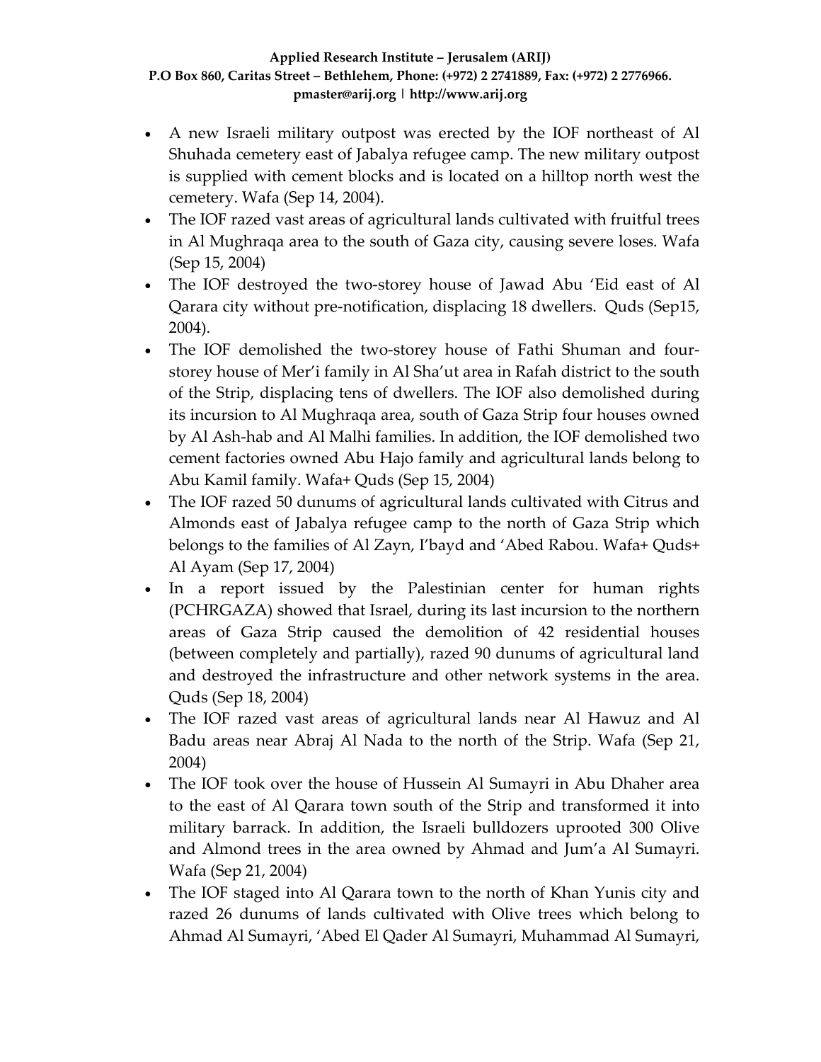- A new Israeli military outpost was erected by the IOF northeast of Al Shuhada cemetery east of Jabalya refugee camp. The new military outpost is supplied with cement blocks and is located on a hilltop north west the cemetery. Wafa (Sep 14, 2004).
- The IOF razed vast areas of agricultural lands cultivated with fruitful trees in Al Mughraqa area to the south of Gaza city, causing severe loses. Wafa (Sep 15, 2004)
- The IOF destroyed the two-storey house of Jawad Abu 'Eid east of Al Qarara city without pre-notification, displacing 18 dwellers. Quds (Sep15, 2004).
- The IOF demolished the two-storey house of Fathi Shuman and four-storey house of Mer'i family in Al Sha'ut area in Rafah district to the south of the Strip, displacing tens of dwellers. The IOF also demolished during its incursion to Al Mughraqa area, south of Gaza Strip four houses owned by Al Ash-hab and Al Malhi families. In addition, the IOF demolished two cement factories owned Abu Hajo family and agricultural lands belong to Abu Kamil family. Wafa+ Quds (Sep 15, 2004)
- The IOF razed 50 dunums of agricultural lands cultivated with Citrus and Almonds east of Jabalya refugee camp to the north of Gaza Strip which belongs to the families of Al Zayn, I'bayd and 'Abed Rabou. Wafa+ Quds+ Al Ayam (Sep 17, 2004)
- In a report issued by the Palestinian center for human rights (PCHRGAZA) showed that Israel, during its last incursion to the northern areas of Gaza Strip caused the demolition of 42 residential houses (between completely and partially), razed 90 dunums of agricultural land and destroyed the infrastructure and other network systems in the area. Quds (Sep 18, 2004)
- The IOF razed vast areas of agricultural lands near Al Hawuz and Al Badu areas near Abraj Al Nada to the north of the Strip. Wafa (Sep 21, 2004)
- The IOF took over the house of Hussein Al Sumayri in Abu Dhaher area to the east of Al Qarara town south of the Strip and transformed it into military barrack. In addition, the Israeli bulldozers uprooted 300 Olive and Almond trees in the area owned by Ahmad and Jum'a Al Sumayri. Wafa (Sep 21, 2004)
- The IOF staged into Al Qarara town to the north of Khan Yunis city and razed 26 dunums of lands cultivated with Olive trees which belong to Ahmad Al Sumayri, 'Abed El Qader Al Sumayri, Muhammad Al Sumayri,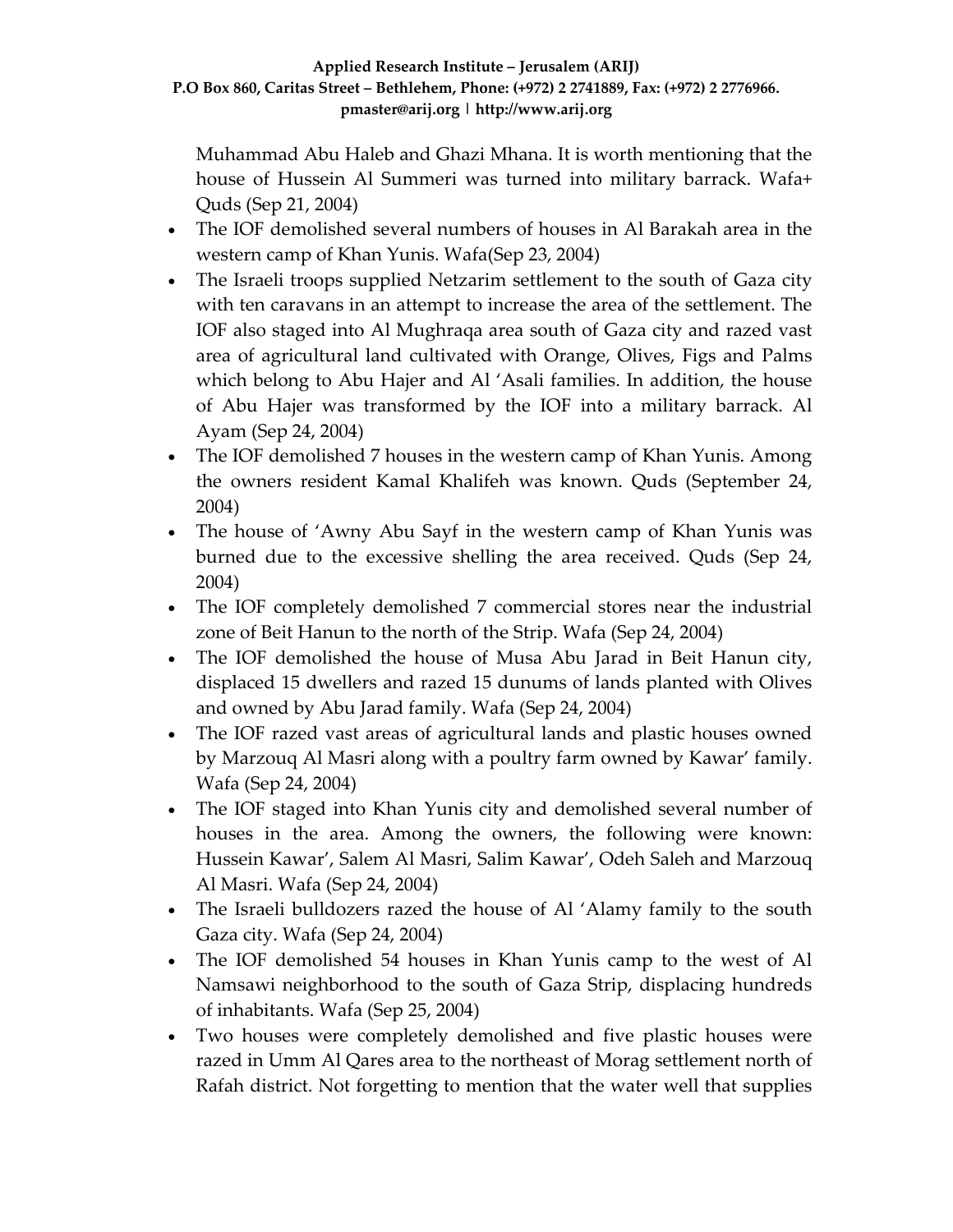Muhammad Abu Haleb and Ghazi Mhana. It is worth mentioning that the house of Hussein Al Summeri was turned into military barrack. Wafa+ Quds (Sep 21, 2004)

- The IOF demolished several numbers of houses in Al Barakah area in the western camp of Khan Yunis. Wafa(Sep 23, 2004)
- The Israeli troops supplied Netzarim settlement to the south of Gaza city with ten caravans in an attempt to increase the area of the settlement. The IOF also staged into Al Mughraqa area south of Gaza city and razed vast area of agricultural land cultivated with Orange, Olives, Figs and Palms which belong to Abu Hajer and Al 'Asali families. In addition, the house of Abu Hajer was transformed by the IOF into a military barrack. Al Ayam (Sep 24, 2004)
- The IOF demolished 7 houses in the western camp of Khan Yunis. Among the owners resident Kamal Khalifeh was known. Quds (September 24, 2004)
- The house of 'Awny Abu Sayf in the western camp of Khan Yunis was burned due to the excessive shelling the area received. Quds (Sep 24, 2004)
- The IOF completely demolished 7 commercial stores near the industrial zone of Beit Hanun to the north of the Strip. Wafa (Sep 24, 2004)
- The IOF demolished the house of Musa Abu Jarad in Beit Hanun city, displaced 15 dwellers and razed 15 dunums of lands planted with Olives and owned by Abu Jarad family. Wafa (Sep 24, 2004)
- The IOF razed vast areas of agricultural lands and plastic houses owned by Marzouq Al Masri along with a poultry farm owned by Kawar' family. Wafa (Sep 24, 2004)
- The IOF staged into Khan Yunis city and demolished several number of houses in the area. Among the owners, the following were known: Hussein Kawar', Salem Al Masri, Salim Kawar', Odeh Saleh and Marzouq Al Masri. Wafa (Sep 24, 2004)
- The Israeli bulldozers razed the house of Al 'Alamy family to the south Gaza city. Wafa (Sep 24, 2004)
- The IOF demolished 54 houses in Khan Yunis camp to the west of Al Namsawi neighborhood to the south of Gaza Strip, displacing hundreds of inhabitants. Wafa (Sep 25, 2004)
- Two houses were completely demolished and five plastic houses were razed in Umm Al Qares area to the northeast of Morag settlement north of Rafah district. Not forgetting to mention that the water well that supplies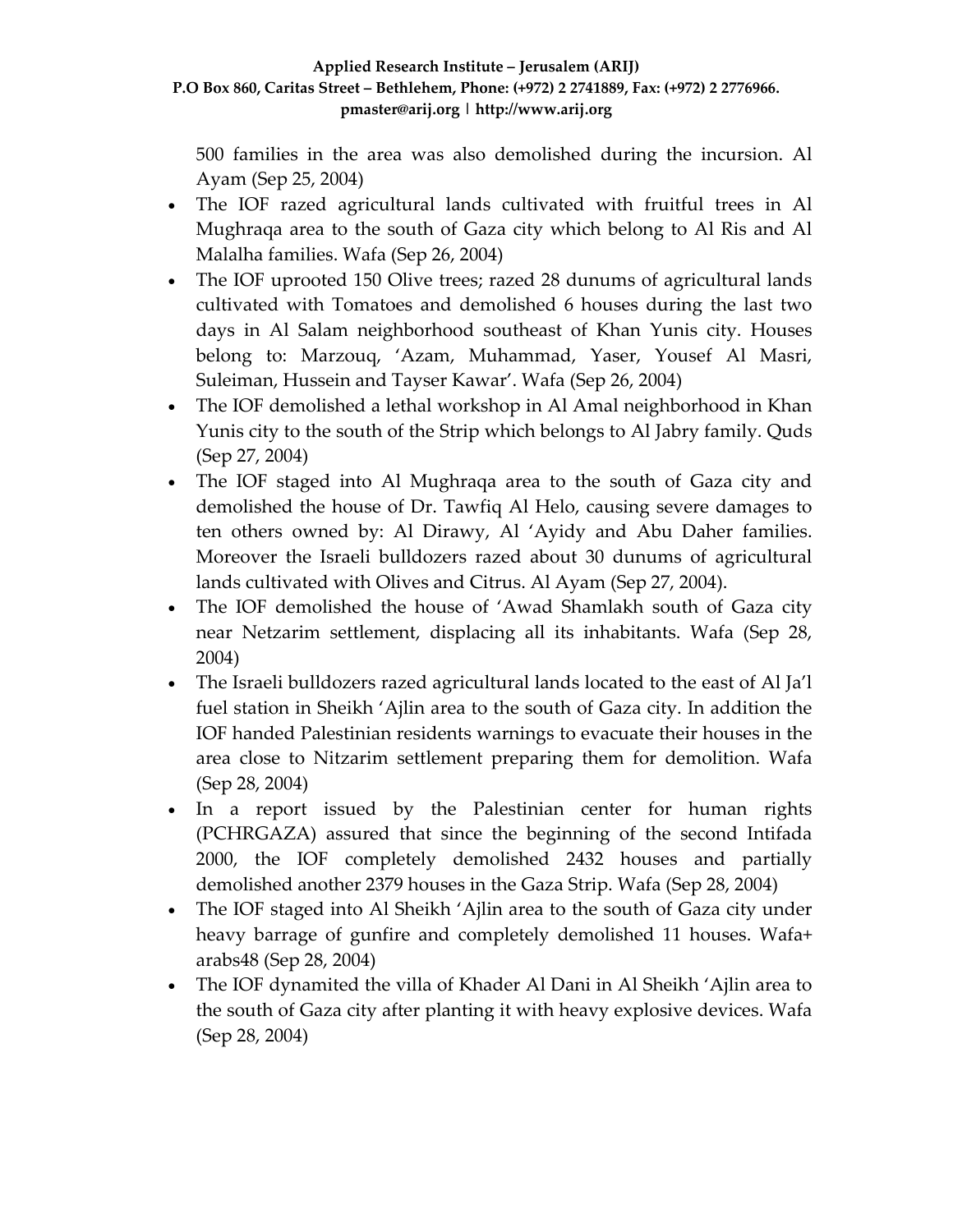500 families in the area was also demolished during the incursion. Al Ayam (Sep 25, 2004)

- The IOF razed agricultural lands cultivated with fruitful trees in Al Mughraqa area to the south of Gaza city which belong to Al Ris and Al Malalha families. Wafa (Sep 26, 2004)
- The IOF uprooted 150 Olive trees; razed 28 dunums of agricultural lands cultivated with Tomatoes and demolished 6 houses during the last two days in Al Salam neighborhood southeast of Khan Yunis city. Houses belong to: Marzouq, 'Azam, Muhammad, Yaser, Yousef Al Masri, Suleiman, Hussein and Tayser Kawar'. Wafa (Sep 26, 2004)
- The IOF demolished a lethal workshop in Al Amal neighborhood in Khan Yunis city to the south of the Strip which belongs to Al Jabry family. Quds (Sep 27, 2004)
- The IOF staged into Al Mughraqa area to the south of Gaza city and demolished the house of Dr. Tawfiq Al Helo, causing severe damages to ten others owned by: Al Dirawy, Al 'Ayidy and Abu Daher families. Moreover the Israeli bulldozers razed about 30 dunums of agricultural lands cultivated with Olives and Citrus. Al Ayam (Sep 27, 2004).
- The IOF demolished the house of 'Awad Shamlakh south of Gaza city near Netzarim settlement, displacing all its inhabitants. Wafa (Sep 28, 2004)
- The Israeli bulldozers razed agricultural lands located to the east of Al Ja'l fuel station in Sheikh 'Ajlin area to the south of Gaza city. In addition the IOF handed Palestinian residents warnings to evacuate their houses in the area close to Nitzarim settlement preparing them for demolition. Wafa (Sep 28, 2004)
- In a report issued by the Palestinian center for human rights (PCHRGAZA) assured that since the beginning of the second Intifada 2000, the IOF completely demolished 2432 houses and partially demolished another 2379 houses in the Gaza Strip. Wafa (Sep 28, 2004)
- The IOF staged into Al Sheikh 'Ajlin area to the south of Gaza city under heavy barrage of gunfire and completely demolished 11 houses. Wafa+ arabs48 (Sep 28, 2004)
- The IOF dynamited the villa of Khader Al Dani in Al Sheikh 'Ajlin area to the south of Gaza city after planting it with heavy explosive devices. Wafa (Sep 28, 2004)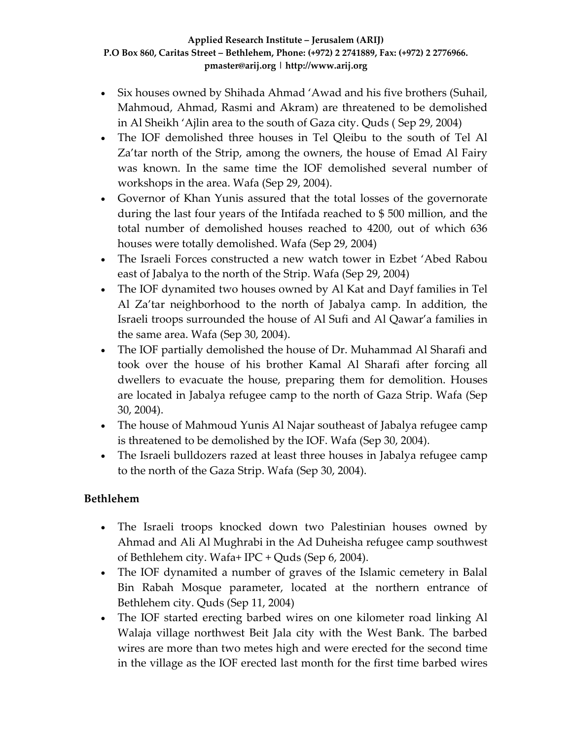- Six houses owned by Shihada Ahmad 'Awad and his five brothers (Suhail, Mahmoud, Ahmad, Rasmi and Akram) are threatened to be demolished in Al Sheikh 'Ajlin area to the south of Gaza city. Quds ( Sep 29, 2004)
- The IOF demolished three houses in Tel Qleibu to the south of Tel Al Za'tar north of the Strip, among the owners, the house of Emad Al Fairy was known. In the same time the IOF demolished several number of workshops in the area. Wafa (Sep 29, 2004).
- Governor of Khan Yunis assured that the total losses of the governorate during the last four years of the Intifada reached to $ 500 million, and the total number of demolished houses reached to 4200, out of which 636 houses were totally demolished. Wafa (Sep 29, 2004)
- The Israeli Forces constructed a new watch tower in Ezbet 'Abed Rabou east of Jabalya to the north of the Strip. Wafa (Sep 29, 2004)
- The IOF dynamited two houses owned by Al Kat and Dayf families in Tel Al Za'tar neighborhood to the north of Jabalya camp. In addition, the Israeli troops surrounded the house of Al Sufi and Al Qawar'a families in the same area. Wafa (Sep 30, 2004).
- The IOF partially demolished the house of Dr. Muhammad Al Sharafi and took over the house of his brother Kamal Al Sharafi after forcing all dwellers to evacuate the house, preparing them for demolition. Houses are located in Jabalya refugee camp to the north of Gaza Strip. Wafa (Sep 30, 2004).
- The house of Mahmoud Yunis Al Najar southeast of Jabalya refugee camp is threatened to be demolished by the IOF. Wafa (Sep 30, 2004).
- The Israeli bulldozers razed at least three houses in Jabalya refugee camp to the north of the Gaza Strip. Wafa (Sep 30, 2004).

**Bethlehem**

- The Israeli troops knocked down two Palestinian houses owned by Ahmad and Ali Al Mughrabi in the Ad Duheisha refugee camp southwest of Bethlehem city. Wafa+ IPC + Quds (Sep 6, 2004).
- The IOF dynamited a number of graves of the Islamic cemetery in Balal Bin Rabah Mosque parameter, located at the northern entrance of Bethlehem city. Quds (Sep 11, 2004)
- The IOF started erecting barbed wires on one kilometer road linking Al Walaja village northwest Beit Jala city with the West Bank. The barbed wires are more than two metes high and were erected for the second time in the village as the IOF erected last month for the first time barbed wires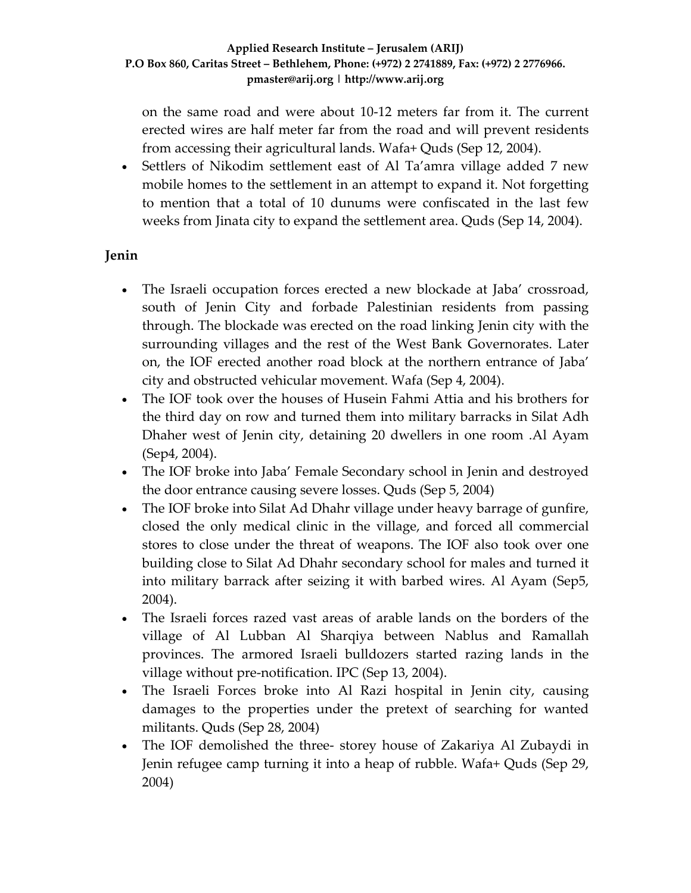on the same road and were about 10-12 meters far from it. The current erected wires are half meter far from the road and will prevent residents from accessing their agricultural lands. Wafa+ Quds (Sep 12, 2004).

- Settlers of Nikodim settlement east of Al Ta'amra village added 7 new mobile homes to the settlement in an attempt to expand it. Not forgetting to mention that a total of 10 dunums were confiscated in the last few weeks from Jinata city to expand the settlement area. Quds (Sep 14, 2004).

## Jenin

- The Israeli occupation forces erected a new blockade at Jaba' crossroad, south of Jenin City and forbade Palestinian residents from passing through. The blockade was erected on the road linking Jenin city with the surrounding villages and the rest of the West Bank Governorates. Later on, the IOF erected another road block at the northern entrance of Jaba' city and obstructed vehicular movement. Wafa (Sep 4, 2004).
- The IOF took over the houses of Husein Fahmi Attia and his brothers for the third day on row and turned them into military barracks in Silat Adh Dhaher west of Jenin city, detaining 20 dwellers in one room .Al Ayam (Sep4, 2004).
- The IOF broke into Jaba' Female Secondary school in Jenin and destroyed the door entrance causing severe losses. Quds (Sep 5, 2004)
- The IOF broke into Silat Ad Dhahr village under heavy barrage of gunfire, closed the only medical clinic in the village, and forced all commercial stores to close under the threat of weapons. The IOF also took over one building close to Silat Ad Dhahr secondary school for males and turned it into military barrack after seizing it with barbed wires. Al Ayam (Sep5, 2004).
- The Israeli forces razed vast areas of arable lands on the borders of the village of Al Lubban Al Sharqiya between Nablus and Ramallah provinces. The armored Israeli bulldozers started razing lands in the village without pre-notification. IPC (Sep 13, 2004).
- The Israeli Forces broke into Al Razi hospital in Jenin city, causing damages to the properties under the pretext of searching for wanted militants. Quds (Sep 28, 2004)
- The IOF demolished the three- storey house of Zakariya Al Zubaydi in Jenin refugee camp turning it into a heap of rubble. Wafa+ Quds (Sep 29, 2004)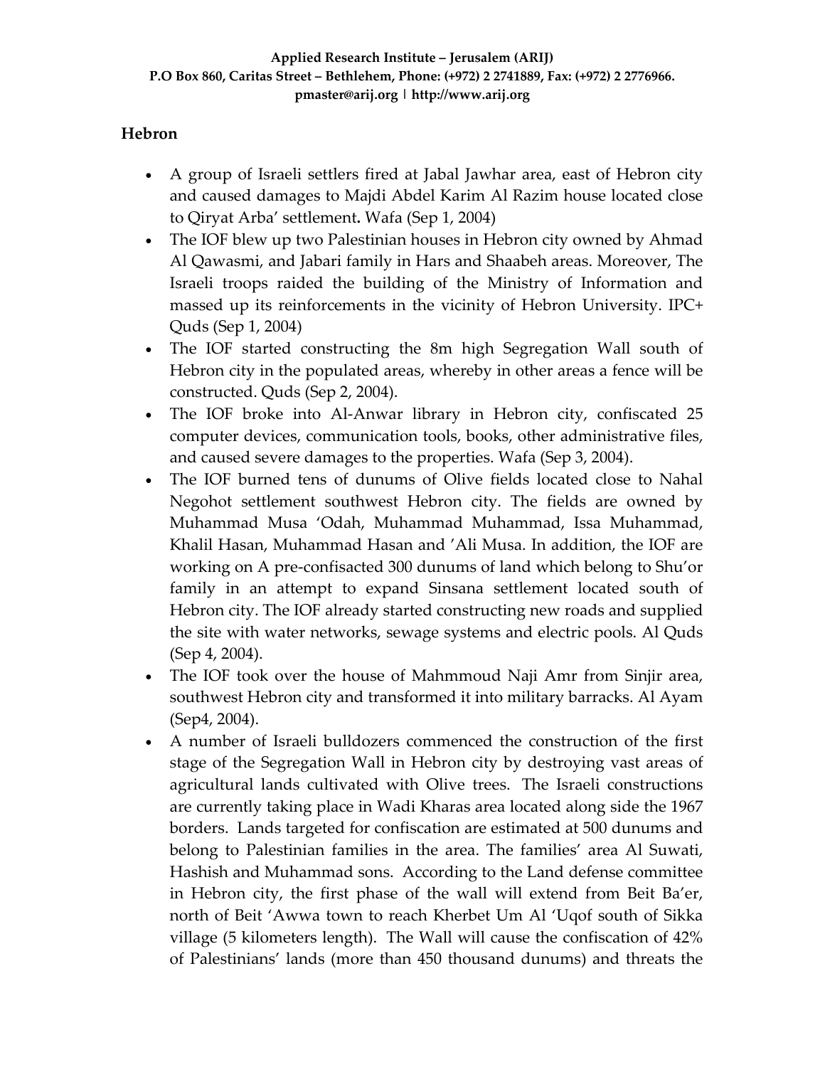## Hebron

- A group of Israeli settlers fired at Jabal Jawhar area, east of Hebron city and caused damages to Majdi Abdel Karim Al Razim house located close to Qiryat Arba' settlement**.** Wafa (Sep 1, 2004)
- The IOF blew up two Palestinian houses in Hebron city owned by Ahmad Al Qawasmi, and Jabari family in Hars and Shaabeh areas. Moreover, The Israeli troops raided the building of the Ministry of Information and massed up its reinforcements in the vicinity of Hebron University. IPC+ Quds (Sep 1, 2004)
- The IOF started constructing the 8m high Segregation Wall south of Hebron city in the populated areas, whereby in other areas a fence will be constructed. Quds (Sep 2, 2004).
- The IOF broke into Al-Anwar library in Hebron city, confiscated 25 computer devices, communication tools, books, other administrative files, and caused severe damages to the properties. Wafa (Sep 3, 2004).
- The IOF burned tens of dunums of Olive fields located close to Nahal Negohot settlement southwest Hebron city. The fields are owned by Muhammad Musa 'Odah, Muhammad Muhammad, Issa Muhammad, Khalil Hasan, Muhammad Hasan and 'Ali Musa. In addition, the IOF are working on A pre-confisacted 300 dunums of land which belong to Shu'or family in an attempt to expand Sinsana settlement located south of Hebron city. The IOF already started constructing new roads and supplied the site with water networks, sewage systems and electric pools. Al Quds (Sep 4, 2004).
- The IOF took over the house of Mahmmoud Naji Amr from Sinjir area, southwest Hebron city and transformed it into military barracks. Al Ayam (Sep4, 2004).
- A number of Israeli bulldozers commenced the construction of the first stage of the Segregation Wall in Hebron city by destroying vast areas of agricultural lands cultivated with Olive trees. The Israeli constructions are currently taking place in Wadi Kharas area located along side the 1967 borders. Lands targeted for confiscation are estimated at 500 dunums and belong to Palestinian families in the area. The families' area Al Suwati, Hashish and Muhammad sons. According to the Land defense committee in Hebron city, the first phase of the wall will extend from Beit Ba'er, north of Beit 'Awwa town to reach Kherbet Um Al 'Uqof south of Sikka village (5 kilometers length). The Wall will cause the confiscation of 42% of Palestinians' lands (more than 450 thousand dunums) and threats the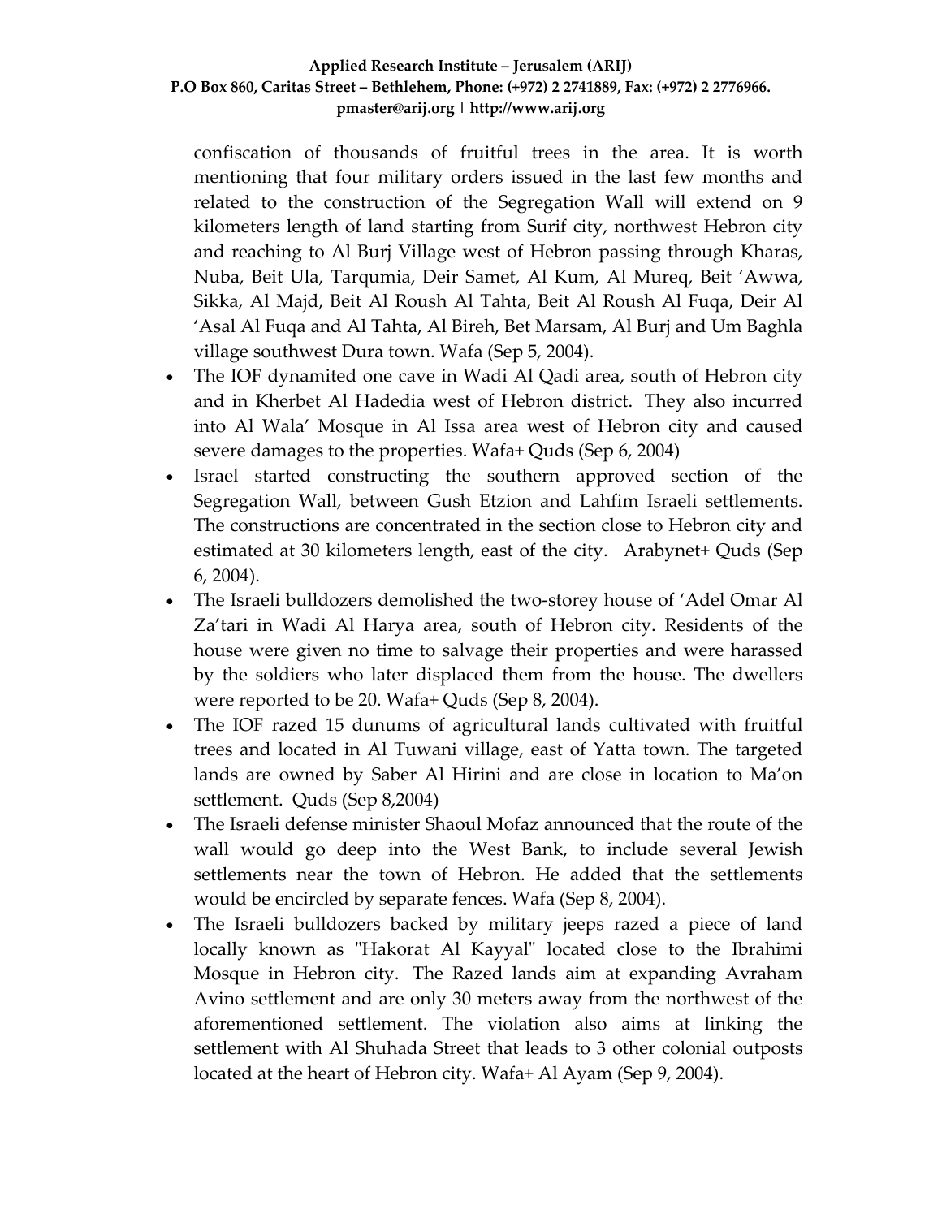confiscation of thousands of fruitful trees in the area. It is worth mentioning that four military orders issued in the last few months and related to the construction of the Segregation Wall will extend on 9 kilometers length of land starting from Surif city, northwest Hebron city and reaching to Al Burj Village west of Hebron passing through Kharas, Nuba, Beit Ula, Tarqumia, Deir Samet, Al Kum, Al Mureq, Beit 'Awwa, Sikka, Al Majd, Beit Al Roush Al Tahta, Beit Al Roush Al Fuqa, Deir Al 'Asal Al Fuqa and Al Tahta, Al Bireh, Bet Marsam, Al Burj and Um Baghla village southwest Dura town. Wafa (Sep 5, 2004).

- The IOF dynamited one cave in Wadi Al Qadi area, south of Hebron city and in Kherbet Al Hadedia west of Hebron district. They also incurred into Al Wala' Mosque in Al Issa area west of Hebron city and caused severe damages to the properties. Wafa+ Quds (Sep 6, 2004)
- Israel started constructing the southern approved section of the Segregation Wall, between Gush Etzion and Lahfim Israeli settlements. The constructions are concentrated in the section close to Hebron city and estimated at 30 kilometers length, east of the city. Arabynet+ Quds (Sep 6, 2004).
- The Israeli bulldozers demolished the two-storey house of 'Adel Omar Al Za'tari in Wadi Al Harya area, south of Hebron city. Residents of the house were given no time to salvage their properties and were harassed by the soldiers who later displaced them from the house. The dwellers were reported to be 20. Wafa+ Quds (Sep 8, 2004).
- The IOF razed 15 dunums of agricultural lands cultivated with fruitful trees and located in Al Tuwani village, east of Yatta town. The targeted lands are owned by Saber Al Hirini and are close in location to Ma'on settlement. Quds (Sep 8,2004)
- The Israeli defense minister Shaoul Mofaz announced that the route of the wall would go deep into the West Bank, to include several Jewish settlements near the town of Hebron. He added that the settlements would be encircled by separate fences. Wafa (Sep 8, 2004).
- The Israeli bulldozers backed by military jeeps razed a piece of land locally known as "Hakorat Al Kayyal" located close to the Ibrahimi Mosque in Hebron city. The Razed lands aim at expanding Avraham Avino settlement and are only 30 meters away from the northwest of the aforementioned settlement. The violation also aims at linking the settlement with Al Shuhada Street that leads to 3 other colonial outposts located at the heart of Hebron city. Wafa+ Al Ayam (Sep 9, 2004).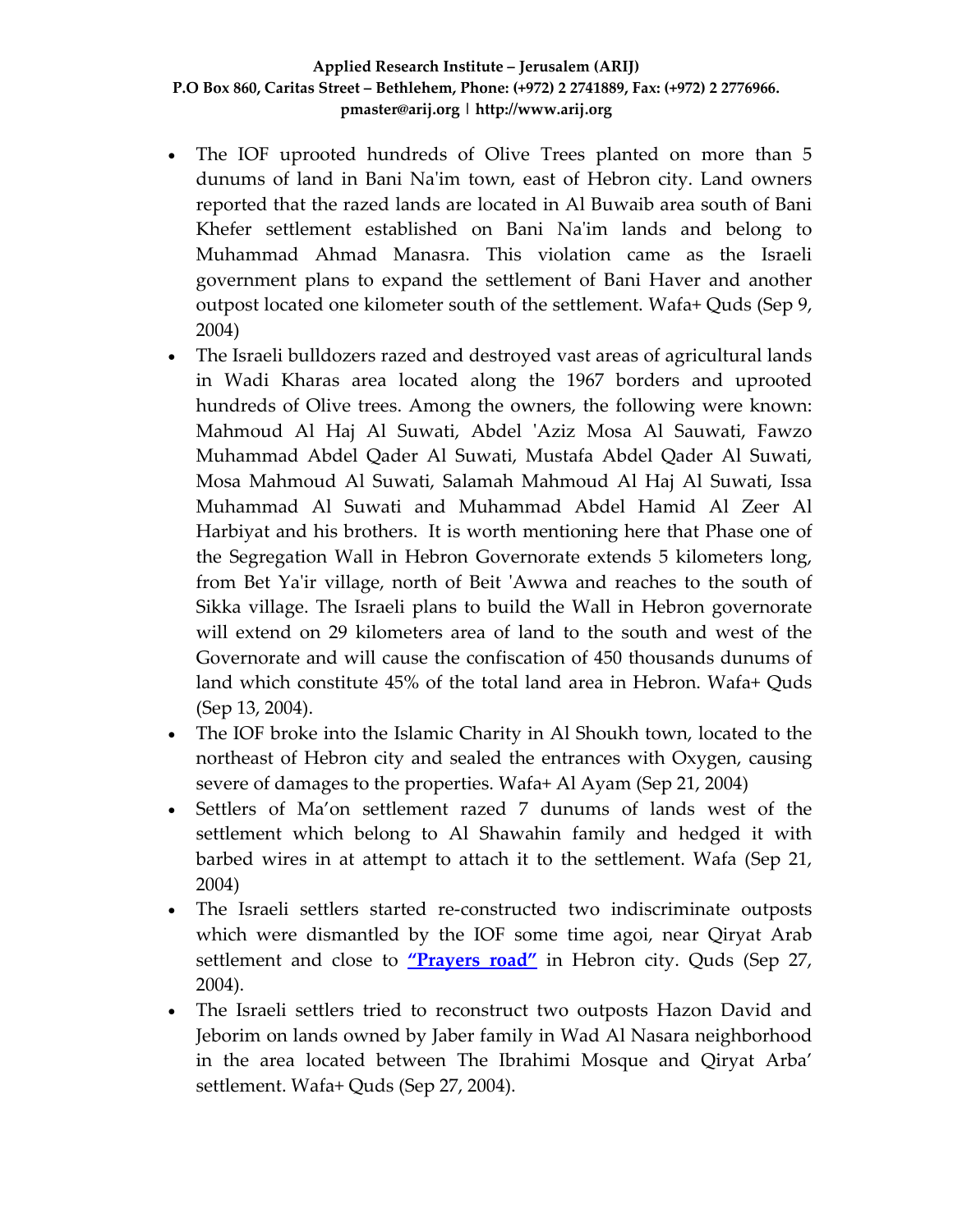- The IOF uprooted hundreds of Olive Trees planted on more than 5 dunums of land in Bani Na'im town, east of Hebron city. Land owners reported that the razed lands are located in Al Buwaib area south of Bani Khefer settlement established on Bani Na'im lands and belong to Muhammad Ahmad Manasra. This violation came as the Israeli government plans to expand the settlement of Bani Haver and another outpost located one kilometer south of the settlement. Wafa+ Quds (Sep 9, 2004)
- The Israeli bulldozers razed and destroyed vast areas of agricultural lands in Wadi Kharas area located along the 1967 borders and uprooted hundreds of Olive trees. Among the owners, the following were known: Mahmoud Al Haj Al Suwati, Abdel 'Aziz Mosa Al Sauwati, Fawzo Muhammad Abdel Qader Al Suwati, Mustafa Abdel Qader Al Suwati, Mosa Mahmoud Al Suwati, Salamah Mahmoud Al Haj Al Suwati, Issa Muhammad Al Suwati and Muhammad Abdel Hamid Al Zeer Al Harbiyat and his brothers. It is worth mentioning here that Phase one of the Segregation Wall in Hebron Governorate extends 5 kilometers long, from Bet Ya'ir village, north of Beit 'Awwa and reaches to the south of Sikka village. The Israeli plans to build the Wall in Hebron governorate will extend on 29 kilometers area of land to the south and west of the Governorate and will cause the confiscation of 450 thousands dunums of land which constitute 45% of the total land area in Hebron. Wafa+ Quds (Sep 13, 2004).
- The IOF broke into the Islamic Charity in Al Shoukh town, located to the northeast of Hebron city and sealed the entrances with Oxygen, causing severe of damages to the properties. Wafa+ Al Ayam (Sep 21, 2004)
- Settlers of Ma'on settlement razed 7 dunums of lands west of the settlement which belong to Al Shawahin family and hedged it with barbed wires in at attempt to attach it to the settlement. Wafa (Sep 21, 2004)
- The Israeli settlers started re-constructed two indiscriminate outposts which were dismantled by the IOF some time agoi, near Qiryat Arab settlement and close to **"Prayers road"** in Hebron city. Quds (Sep 27, 2004).
- The Israeli settlers tried to reconstruct two outposts Hazon David and Jeborim on lands owned by Jaber family in Wad Al Nasara neighborhood in the area located between The Ibrahimi Mosque and Qiryat Arba' settlement. Wafa+ Quds (Sep 27, 2004).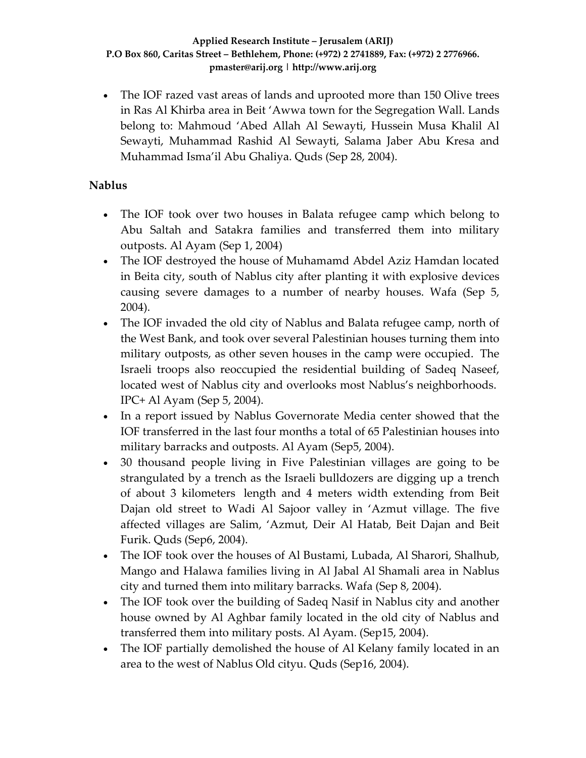- The IOF razed vast areas of lands and uprooted more than 150 Olive trees in Ras Al Khirba area in Beit 'Awwa town for the Segregation Wall. Lands belong to: Mahmoud 'Abed Allah Al Sewayti, Hussein Musa Khalil Al Sewayti, Muhammad Rashid Al Sewayti, Salama Jaber Abu Kresa and Muhammad Isma'il Abu Ghaliya. Quds (Sep 28, 2004).

## Nablus

- The IOF took over two houses in Balata refugee camp which belong to Abu Saltah and Satakra families and transferred them into military outposts. Al Ayam (Sep 1, 2004)
- The IOF destroyed the house of Muhamamd Abdel Aziz Hamdan located in Beita city, south of Nablus city after planting it with explosive devices causing severe damages to a number of nearby houses. Wafa (Sep 5, 2004).
- The IOF invaded the old city of Nablus and Balata refugee camp, north of the West Bank, and took over several Palestinian houses turning them into military outposts, as other seven houses in the camp were occupied. The Israeli troops also reoccupied the residential building of Sadeq Naseef, located west of Nablus city and overlooks most Nablus's neighborhoods. IPC+ Al Ayam (Sep 5, 2004).
- In a report issued by Nablus Governorate Media center showed that the IOF transferred in the last four months a total of 65 Palestinian houses into military barracks and outposts. Al Ayam (Sep5, 2004).
- 30 thousand people living in Five Palestinian villages are going to be strangulated by a trench as the Israeli bulldozers are digging up a trench of about 3 kilometers length and 4 meters width extending from Beit Dajan old street to Wadi Al Sajoor valley in 'Azmut village. The five affected villages are Salim, 'Azmut, Deir Al Hatab, Beit Dajan and Beit Furik. Quds (Sep6, 2004).
- The IOF took over the houses of Al Bustami, Lubada, Al Sharori, Shalhub, Mango and Halawa families living in Al Jabal Al Shamali area in Nablus city and turned them into military barracks. Wafa (Sep 8, 2004).
- The IOF took over the building of Sadeq Nasif in Nablus city and another house owned by Al Aghbar family located in the old city of Nablus and transferred them into military posts. Al Ayam. (Sep15, 2004).
- The IOF partially demolished the house of Al Kelany family located in an area to the west of Nablus Old cityu. Quds (Sep16, 2004).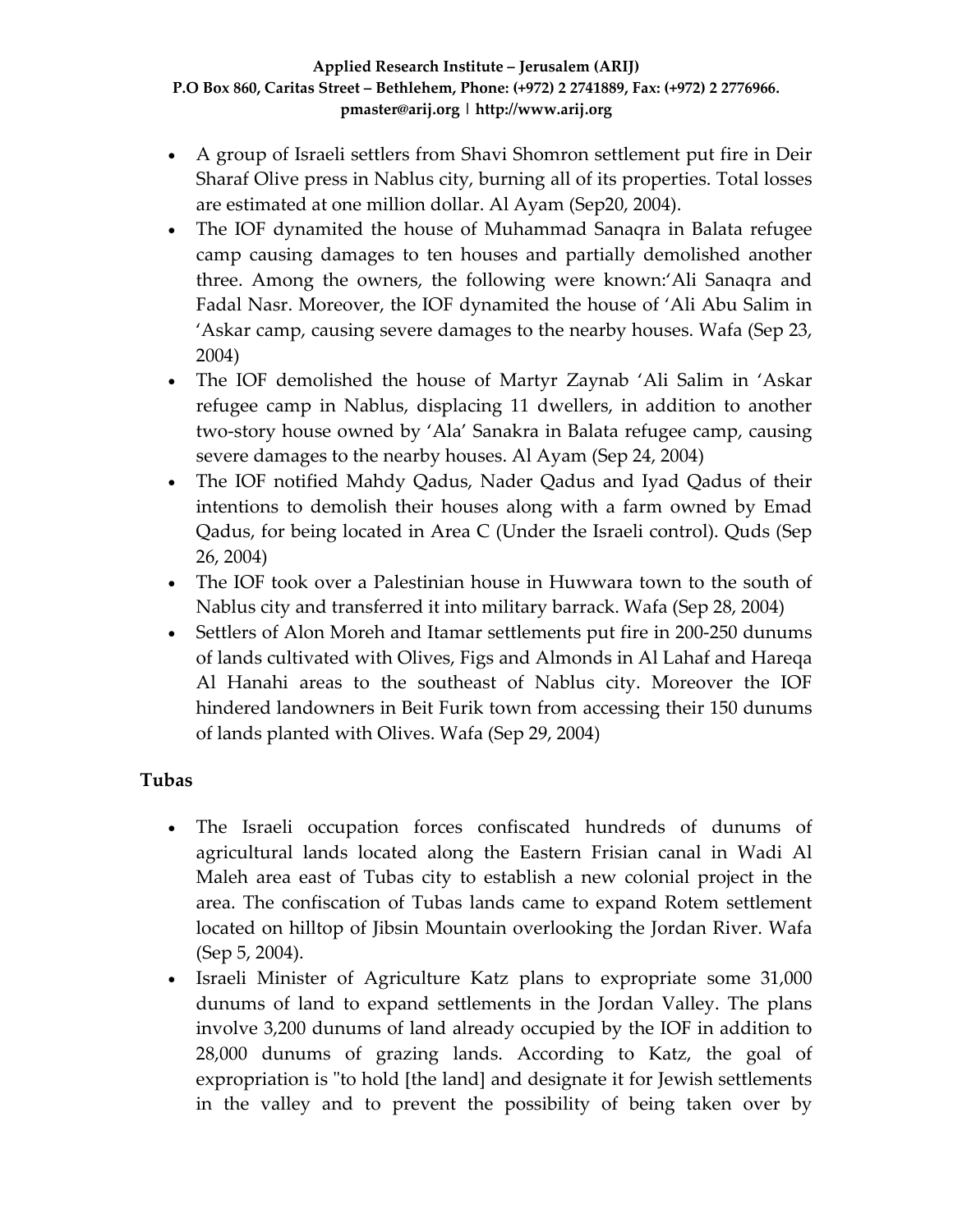- A group of Israeli settlers from Shavi Shomron settlement put fire in Deir Sharaf Olive press in Nablus city, burning all of its properties. Total losses are estimated at one million dollar. Al Ayam (Sep20, 2004).
- The IOF dynamited the house of Muhammad Sanaqra in Balata refugee camp causing damages to ten houses and partially demolished another three. Among the owners, the following were known:'Ali Sanaqra and Fadal Nasr. Moreover, the IOF dynamited the house of 'Ali Abu Salim in 'Askar camp, causing severe damages to the nearby houses. Wafa (Sep 23, 2004)
- The IOF demolished the house of Martyr Zaynab 'Ali Salim in 'Askar refugee camp in Nablus, displacing 11 dwellers, in addition to another two-story house owned by 'Ala' Sanakra in Balata refugee camp, causing severe damages to the nearby houses. Al Ayam (Sep 24, 2004)
- The IOF notified Mahdy Qadus, Nader Qadus and Iyad Qadus of their intentions to demolish their houses along with a farm owned by Emad Qadus, for being located in Area C (Under the Israeli control). Quds (Sep 26, 2004)
- The IOF took over a Palestinian house in Huwwara town to the south of Nablus city and transferred it into military barrack. Wafa (Sep 28, 2004)
- Settlers of Alon Moreh and Itamar settlements put fire in 200-250 dunums of lands cultivated with Olives, Figs and Almonds in Al Lahaf and Hareqa Al Hanahi areas to the southeast of Nablus city. Moreover the IOF hindered landowners in Beit Furik town from accessing their 150 dunums of lands planted with Olives. Wafa (Sep 29, 2004)

**Tubas**

- The Israeli occupation forces confiscated hundreds of dunums of agricultural lands located along the Eastern Frisian canal in Wadi Al Maleh area east of Tubas city to establish a new colonial project in the area. The confiscation of Tubas lands came to expand Rotem settlement located on hilltop of Jibsin Mountain overlooking the Jordan River. Wafa (Sep 5, 2004).
- Israeli Minister of Agriculture Katz plans to expropriate some 31,000 dunums of land to expand settlements in the Jordan Valley. The plans involve 3,200 dunums of land already occupied by the IOF in addition to 28,000 dunums of grazing lands. According to Katz, the goal of expropriation is "to hold [the land] and designate it for Jewish settlements in the valley and to prevent the possibility of being taken over by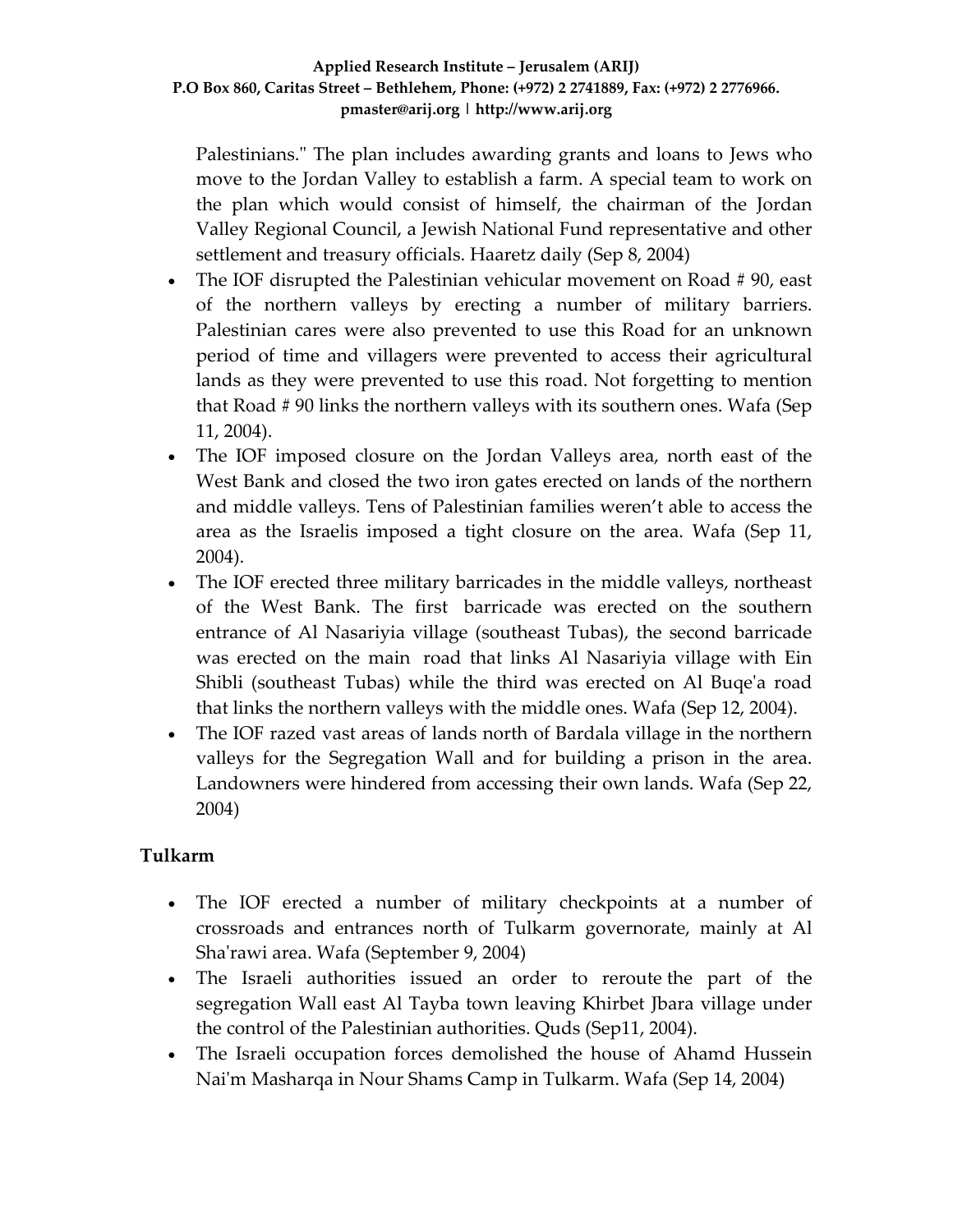Palestinians." The plan includes awarding grants and loans to Jews who move to the Jordan Valley to establish a farm. A special team to work on the plan which would consist of himself, the chairman of the Jordan Valley Regional Council, a Jewish National Fund representative and other settlement and treasury officials. Haaretz daily (Sep 8, 2004)

- The IOF disrupted the Palestinian vehicular movement on Road # 90, east of the northern valleys by erecting a number of military barriers. Palestinian cares were also prevented to use this Road for an unknown period of time and villagers were prevented to access their agricultural lands as they were prevented to use this road. Not forgetting to mention that Road # 90 links the northern valleys with its southern ones. Wafa (Sep 11, 2004).
- The IOF imposed closure on the Jordan Valleys area, north east of the West Bank and closed the two iron gates erected on lands of the northern and middle valleys. Tens of Palestinian families weren't able to access the area as the Israelis imposed a tight closure on the area. Wafa (Sep 11, 2004).
- The IOF erected three military barricades in the middle valleys, northeast of the West Bank. The first barricade was erected on the southern entrance of Al Nasariyia village (southeast Tubas), the second barricade was erected on the main road that links Al Nasariyia village with Ein Shibli (southeast Tubas) while the third was erected on Al Buqe'a road that links the northern valleys with the middle ones. Wafa (Sep 12, 2004).
- The IOF razed vast areas of lands north of Bardala village in the northern valleys for the Segregation Wall and for building a prison in the area. Landowners were hindered from accessing their own lands. Wafa (Sep 22, 2004)

**Tulkarm**

- The IOF erected a number of military checkpoints at a number of crossroads and entrances north of Tulkarm governorate, mainly at Al Sha'rawi area. Wafa (September 9, 2004)
- The Israeli authorities issued an order to reroute the part of the segregation Wall east Al Tayba town leaving Khirbet Jbara village under the control of the Palestinian authorities. Quds (Sep11, 2004).
- The Israeli occupation forces demolished the house of Ahamd Hussein Nai'm Masharqa in Nour Shams Camp in Tulkarm. Wafa (Sep 14, 2004)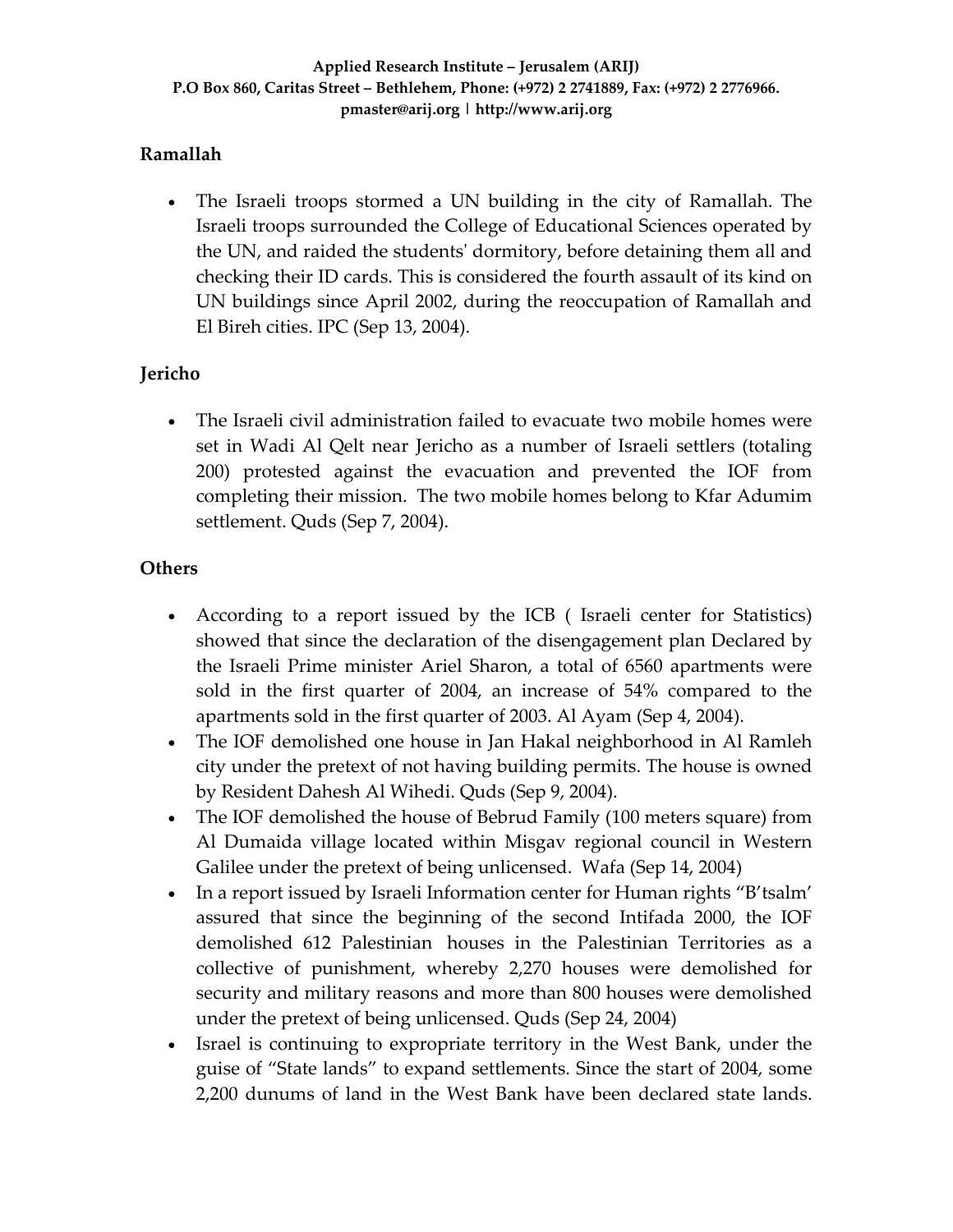## Ramallah

- The Israeli troops stormed a UN building in the city of Ramallah. The Israeli troops surrounded the College of Educational Sciences operated by the UN, and raided the students' dormitory, before detaining them all and checking their ID cards. This is considered the fourth assault of its kind on UN buildings since April 2002, during the reoccupation of Ramallah and El Bireh cities. IPC (Sep 13, 2004).

## Jericho

- The Israeli civil administration failed to evacuate two mobile homes were set in Wadi Al Qelt near Jericho as a number of Israeli settlers (totaling 200) protested against the evacuation and prevented the IOF from completing their mission. The two mobile homes belong to Kfar Adumim settlement. Quds (Sep 7, 2004).

## Others

- According to a report issued by the ICB ( Israeli center for Statistics) showed that since the declaration of the disengagement plan Declared by the Israeli Prime minister Ariel Sharon, a total of 6560 apartments were sold in the first quarter of 2004, an increase of 54% compared to the apartments sold in the first quarter of 2003. Al Ayam (Sep 4, 2004).
- The IOF demolished one house in Jan Hakal neighborhood in Al Ramleh city under the pretext of not having building permits. The house is owned by Resident Dahesh Al Wihedi. Quds (Sep 9, 2004).
- The IOF demolished the house of Bebrud Family (100 meters square) from Al Dumaida village located within Misgav regional council in Western Galilee under the pretext of being unlicensed. Wafa (Sep 14, 2004)
- In a report issued by Israeli Information center for Human rights "B'tsalm' assured that since the beginning of the second Intifada 2000, the IOF demolished 612 Palestinian houses in the Palestinian Territories as a collective of punishment, whereby 2,270 houses were demolished for security and military reasons and more than 800 houses were demolished under the pretext of being unlicensed. Quds (Sep 24, 2004)
- Israel is continuing to expropriate territory in the West Bank, under the guise of "State lands" to expand settlements. Since the start of 2004, some 2,200 dunums of land in the West Bank have been declared state lands.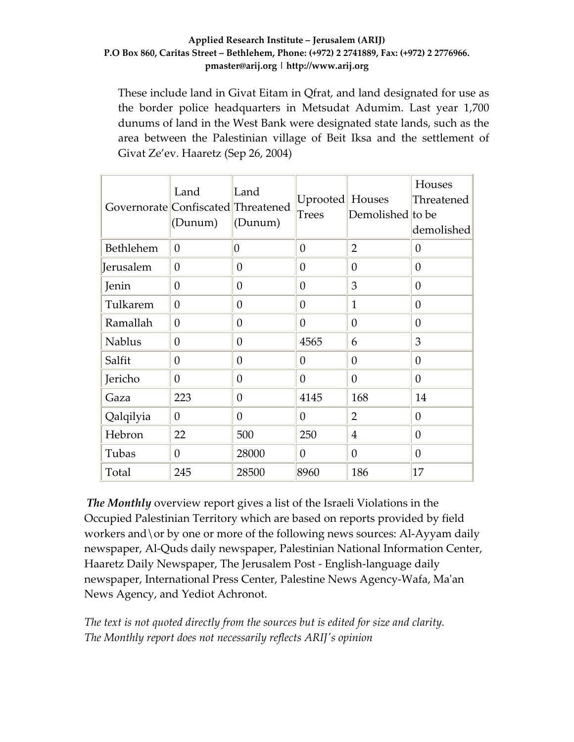These include land in Givat Eitam in Qfrat, and land designated for use as the border police headquarters in Metsudat Adumim. Last year 1,700 dunums of land in the West Bank were designated state lands, such as the area between the Palestinian village of Beit Iksa and the settlement of Givat Ze'ev. Haaretz (Sep 26, 2004)

| Governorate | Land Confiscated (Dunum) | Land Threatened (Dunum) | Uprooted Trees | Houses Demolished | Houses Threatened to be demolished |
|---|---|---|---|---|---|
| Bethlehem | 0 | 0 | 0 | 2 | 0 |
| Jerusalem | 0 | 0 | 0 | 0 | 0 |
| Jenin | 0 | 0 | 0 | 3 | 0 |
| Tulkarem | 0 | 0 | 0 | 1 | 0 |
| Ramallah | 0 | 0 | 0 | 0 | 0 |
| Nablus | 0 | 0 | 4565 | 6 | 3 |
| Salfit | 0 | 0 | 0 | 0 | 0 |
| Jericho | 0 | 0 | 0 | 0 | 0 |
| Gaza | 223 | 0 | 4145 | 168 | 14 |
| Qalqilyia | 0 | 0 | 0 | 2 | 0 |
| Hebron | 22 | 500 | 250 | 4 | 0 |
| Tubas | 0 | 28000 | 0 | 0 | 0 |
| Total | 245 | 28500 | 8960 | 186 | 17 |

***The Monthly*** overview report gives a list of the Israeli Violations in the Occupied Palestinian Territory which are based on reports provided by field workers and\or by one or more of the following news sources: Al-Ayyam daily newspaper, Al-Quds daily newspaper, Palestinian National Information Center, Haaretz Daily Newspaper, The Jerusalem Post - English-language daily newspaper, International Press Center, Palestine News Agency-Wafa, Ma'an News Agency, and Yediot Achronot.

*The text is not quoted directly from the sources but is edited for size and clarity.*
*The Monthly report does not necessarily reflects ARIJ's opinion*